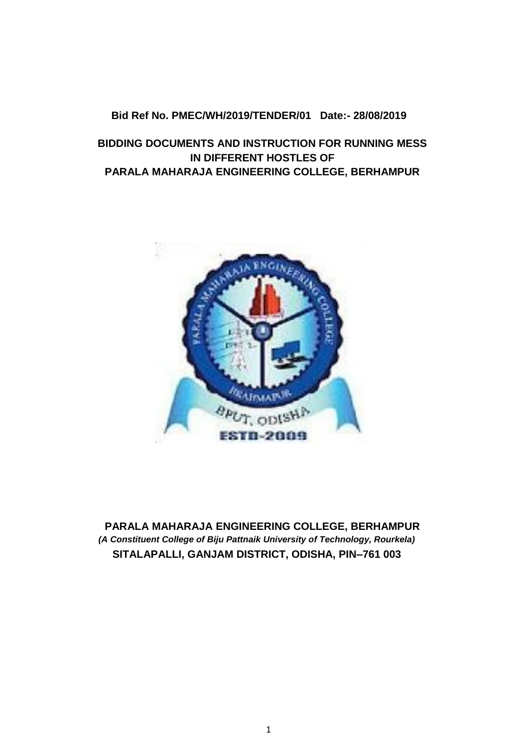**Bid Ref No. PMEC/WH/2019/TENDER/01 Date:- 28/08/2019**

# BIDDING DOCUMENTS AND INSTRUCTION FOR RUNNING MESS IN DIFFERENT HOSTLES OF PARALA MAHARAJA ENGINEERING COLLEGE, BERHAMPUR

**PARALA MAHARAJA ENGINEERING COLLEGE, BERHAMPUR**

***(A Constituent College of Biju Pattnaik University of Technology, Rourkela)***

**SITALAPALLI, GANJAM DISTRICT, ODISHA, PIN–761 003**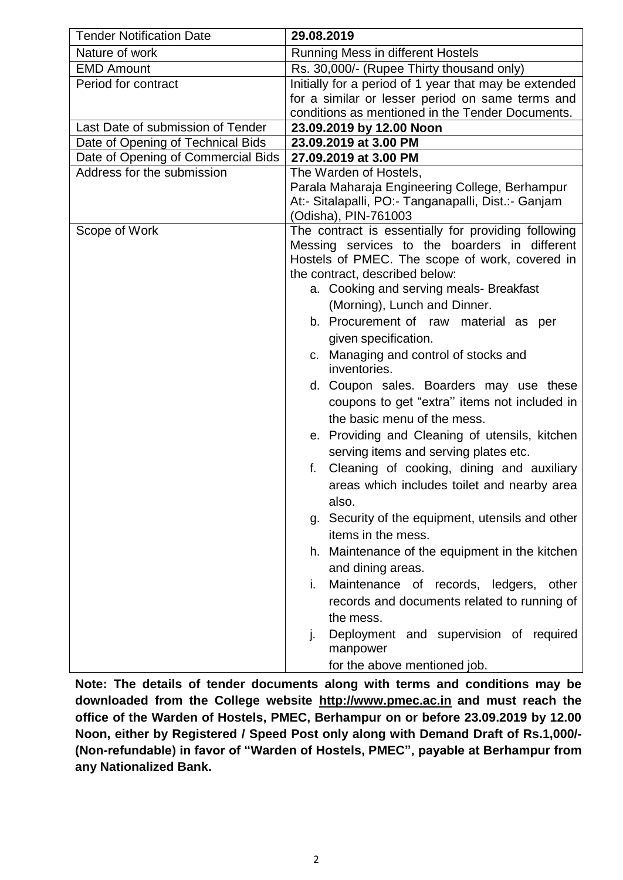| Tender Notification Date | **29.08.2019** |
|---|---|
| Nature of work | Running Mess in different Hostels |
| EMD Amount | Rs. 30,000/- (Rupee Thirty thousand only) |
| Period for contract | Initially for a period of 1 year that may be extended for a similar or lesser period on same terms and conditions as mentioned in the Tender Documents. |
| Last Date of submission of Tender | **23.09.2019 by 12.00 Noon** |
| Date of Opening of Technical Bids | **23.09.2019 at 3.00 PM** |
| Date of Opening of Commercial Bids | **27.09.2019 at 3.00 PM** |
| Address for the submission | The Warden of Hostels,<br>Parala Maharaja Engineering College, Berhampur<br>At:- Sitalapalli, PO:- Tanganapalli, Dist.:- Ganjam (Odisha), PIN-761003 |
| Scope of Work | The contract is essentially for providing following Messing services to the boarders in different Hostels of PMEC. The scope of work, covered in the contract, described below:<br>a. Cooking and serving meals- Breakfast (Morning), Lunch and Dinner.<br>b. Procurement of raw material as per given specification.<br>c. Managing and control of stocks and inventories.<br>d. Coupon sales. Boarders may use these coupons to get "extra'' items not included in the basic menu of the mess.<br>e. Providing and Cleaning of utensils, kitchen serving items and serving plates etc.<br>f. Cleaning of cooking, dining and auxiliary areas which includes toilet and nearby area also.<br>g. Security of the equipment, utensils and other items in the mess.<br>h. Maintenance of the equipment in the kitchen and dining areas.<br>i. Maintenance of records, ledgers, other records and documents related to running of the mess.<br>j. Deployment and supervision of required manpower for the above mentioned job. |

**Note: The details of tender documents along with terms and conditions may be downloaded from the College website http://www.pmec.ac.in and must reach the office of the Warden of Hostels, PMEC, Berhampur on or before 23.09.2019 by 12.00 Noon, either by Registered / Speed Post only along with Demand Draft of Rs.1,000/- (Non-refundable) in favor of "Warden of Hostels, PMEC", payable at Berhampur from any Nationalized Bank.**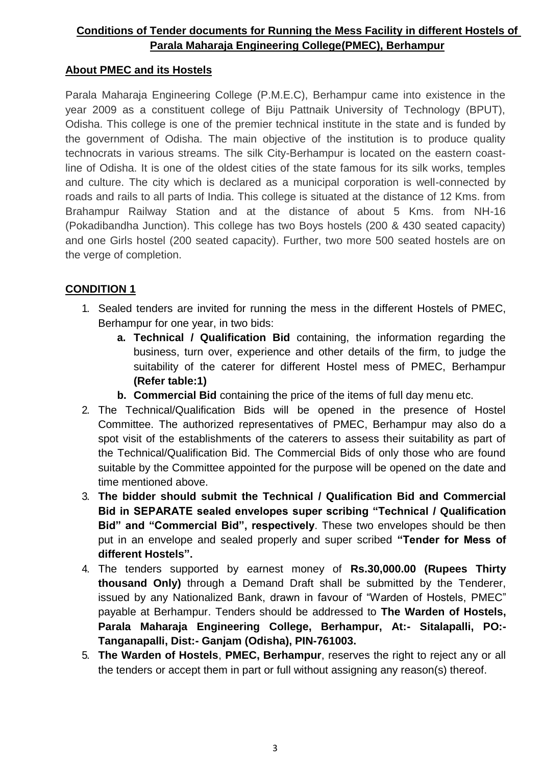## **Conditions of Tender documents for Running the Mess Facility in different Hostels of Parala Maharaja Engineering College(PMEC), Berhampur**

### **About PMEC and its Hostels**

Parala Maharaja Engineering College (P.M.E.C), Berhampur came into existence in the year 2009 as a constituent college of Biju Pattnaik University of Technology (BPUT), Odisha. This college is one of the premier technical institute in the state and is funded by the government of Odisha. The main objective of the institution is to produce quality technocrats in various streams. The silk City-Berhampur is located on the eastern coast-line of Odisha. It is one of the oldest cities of the state famous for its silk works, temples and culture. The city which is declared as a municipal corporation is well-connected by roads and rails to all parts of India. This college is situated at the distance of 12 Kms. from Brahampur Railway Station and at the distance of about 5 Kms. from NH-16 (Pokadibandha Junction). This college has two Boys hostels (200 & 430 seated capacity) and one Girls hostel (200 seated capacity). Further, two more 500 seated hostels are on the verge of completion.

### **CONDITION 1**

1. Sealed tenders are invited for running the mess in the different Hostels of PMEC, Berhampur for one year, in two bids:
    a. **Technical / Qualification Bid** containing, the information regarding the business, turn over, experience and other details of the firm, to judge the suitability of the caterer for different Hostel mess of PMEC, Berhampur **(Refer table:1)**
    b. **Commercial Bid** containing the price of the items of full day menu etc.
2. The Technical/Qualification Bids will be opened in the presence of Hostel Committee. The authorized representatives of PMEC, Berhampur may also do a spot visit of the establishments of the caterers to assess their suitability as part of the Technical/Qualification Bid. The Commercial Bids of only those who are found suitable by the Committee appointed for the purpose will be opened on the date and time mentioned above.
3. **The bidder should submit the Technical / Qualification Bid and Commercial Bid in SEPARATE sealed envelopes super scribing "Technical / Qualification Bid" and "Commercial Bid", respectively**. These two envelopes should be then put in an envelope and sealed properly and super scribed **"Tender for Mess of different Hostels".**
4. The tenders supported by earnest money of **Rs.30,000.00 (Rupees Thirty thousand Only)** through a Demand Draft shall be submitted by the Tenderer, issued by any Nationalized Bank, drawn in favour of "Warden of Hostels, PMEC" payable at Berhampur. Tenders should be addressed to **The Warden of Hostels, Parala Maharaja Engineering College, Berhampur, At:- Sitalapalli, PO:- Tanganapalli, Dist:- Ganjam (Odisha), PIN-761003.**
5. **The Warden of Hostels**, **PMEC, Berhampur**, reserves the right to reject any or all the tenders or accept them in part or full without assigning any reason(s) thereof.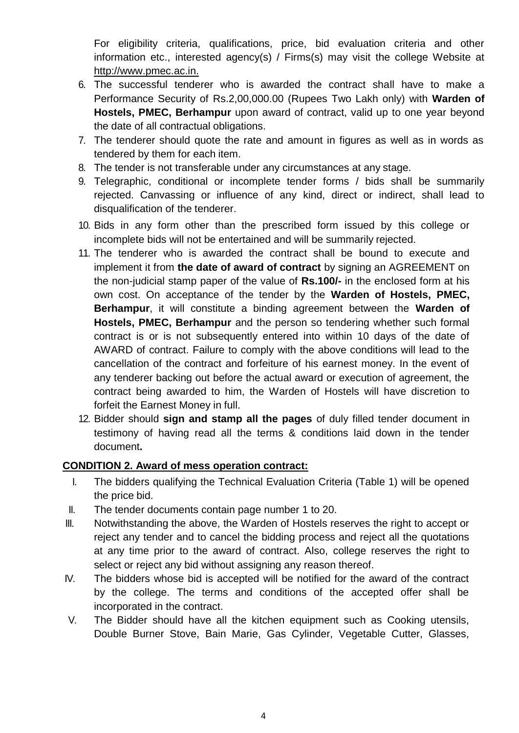For eligibility criteria, qualifications, price, bid evaluation criteria and other information etc., interested agency(s) / Firms(s) may visit the college Website at http://www.pmec.ac.in.

6. The successful tenderer who is awarded the contract shall have to make a Performance Security of Rs.2,00,000.00 (Rupees Two Lakh only) with **Warden of Hostels, PMEC, Berhampur** upon award of contract, valid up to one year beyond the date of all contractual obligations.
7. The tenderer should quote the rate and amount in figures as well as in words as tendered by them for each item.
8. The tender is not transferable under any circumstances at any stage.
9. Telegraphic, conditional or incomplete tender forms / bids shall be summarily rejected. Canvassing or influence of any kind, direct or indirect, shall lead to disqualification of the tenderer.
10. Bids in any form other than the prescribed form issued by this college or incomplete bids will not be entertained and will be summarily rejected.
11. The tenderer who is awarded the contract shall be bound to execute and implement it from **the date of award of contract** by signing an AGREEMENT on the non-judicial stamp paper of the value of **Rs.100/-** in the enclosed form at his own cost. On acceptance of the tender by the **Warden of Hostels, PMEC, Berhampur**, it will constitute a binding agreement between the **Warden of Hostels, PMEC, Berhampur** and the person so tendering whether such formal contract is or is not subsequently entered into within 10 days of the date of AWARD of contract. Failure to comply with the above conditions will lead to the cancellation of the contract and forfeiture of his earnest money. In the event of any tenderer backing out before the actual award or execution of agreement, the contract being awarded to him, the Warden of Hostels will have discretion to forfeit the Earnest Money in full.
12. Bidder should **sign and stamp all the pages** of duly filled tender document in testimony of having read all the terms & conditions laid down in the tender document**.**

**CONDITION 2. Award of mess operation contract:**

I. The bidders qualifying the Technical Evaluation Criteria (Table 1) will be opened the price bid.

II. The tender documents contain page number 1 to 20.

III. Notwithstanding the above, the Warden of Hostels reserves the right to accept or reject any tender and to cancel the bidding process and reject all the quotations at any time prior to the award of contract. Also, college reserves the right to select or reject any bid without assigning any reason thereof.

IV. The bidders whose bid is accepted will be notified for the award of the contract by the college. The terms and conditions of the accepted offer shall be incorporated in the contract.

V. The Bidder should have all the kitchen equipment such as Cooking utensils, Double Burner Stove, Bain Marie, Gas Cylinder, Vegetable Cutter, Glasses,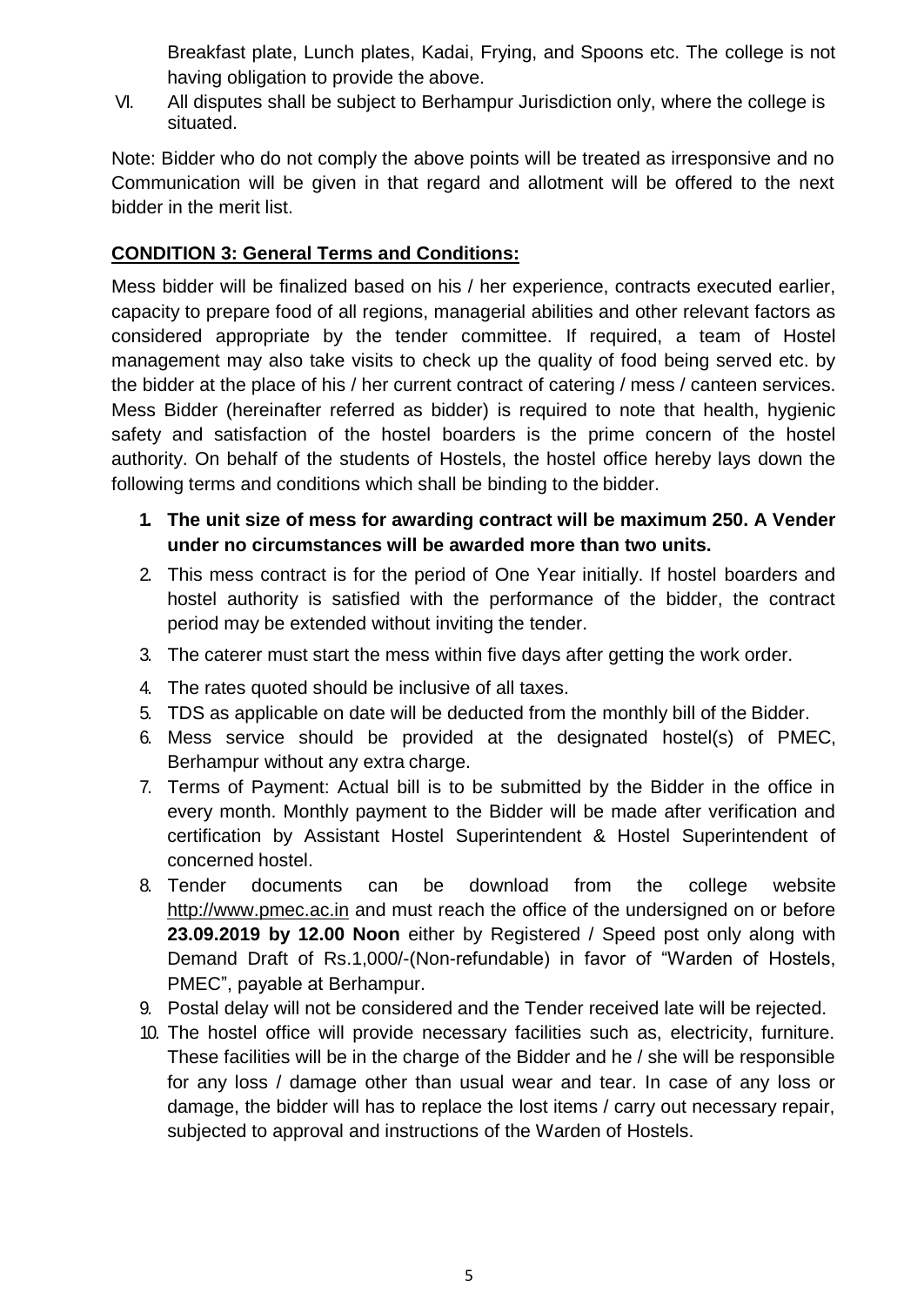Breakfast plate, Lunch plates, Kadai, Frying, and Spoons etc. The college is not having obligation to provide the above.

VI. All disputes shall be subject to Berhampur Jurisdiction only, where the college is situated.

Note: Bidder who do not comply the above points will be treated as irresponsive and no Communication will be given in that regard and allotment will be offered to the next bidder in the merit list.

**CONDITION 3: General Terms and Conditions:**

Mess bidder will be finalized based on his / her experience, contracts executed earlier, capacity to prepare food of all regions, managerial abilities and other relevant factors as considered appropriate by the tender committee. If required, a team of Hostel management may also take visits to check up the quality of food being served etc. by the bidder at the place of his / her current contract of catering / mess / canteen services. Mess Bidder (hereinafter referred as bidder) is required to note that health, hygienic safety and satisfaction of the hostel boarders is the prime concern of the hostel authority. On behalf of the students of Hostels, the hostel office hereby lays down the following terms and conditions which shall be binding to the bidder.

1. **The unit size of mess for awarding contract will be maximum 250. A Vender under no circumstances will be awarded more than two units.**
2. This mess contract is for the period of One Year initially. If hostel boarders and hostel authority is satisfied with the performance of the bidder, the contract period may be extended without inviting the tender.
3. The caterer must start the mess within five days after getting the work order.
4. The rates quoted should be inclusive of all taxes.
5. TDS as applicable on date will be deducted from the monthly bill of the Bidder.
6. Mess service should be provided at the designated hostel(s) of PMEC, Berhampur without any extra charge.
7. Terms of Payment: Actual bill is to be submitted by the Bidder in the office in every month. Monthly payment to the Bidder will be made after verification and certification by Assistant Hostel Superintendent & Hostel Superintendent of concerned hostel.
8. Tender documents can be download from the college website http://www.pmec.ac.in and must reach the office of the undersigned on or before **23.09.2019 by 12.00 Noon** either by Registered / Speed post only along with Demand Draft of Rs.1,000/-(Non-refundable) in favor of "Warden of Hostels, PMEC", payable at Berhampur.
9. Postal delay will not be considered and the Tender received late will be rejected.
10. The hostel office will provide necessary facilities such as, electricity, furniture. These facilities will be in the charge of the Bidder and he / she will be responsible for any loss / damage other than usual wear and tear. In case of any loss or damage, the bidder will has to replace the lost items / carry out necessary repair, subjected to approval and instructions of the Warden of Hostels.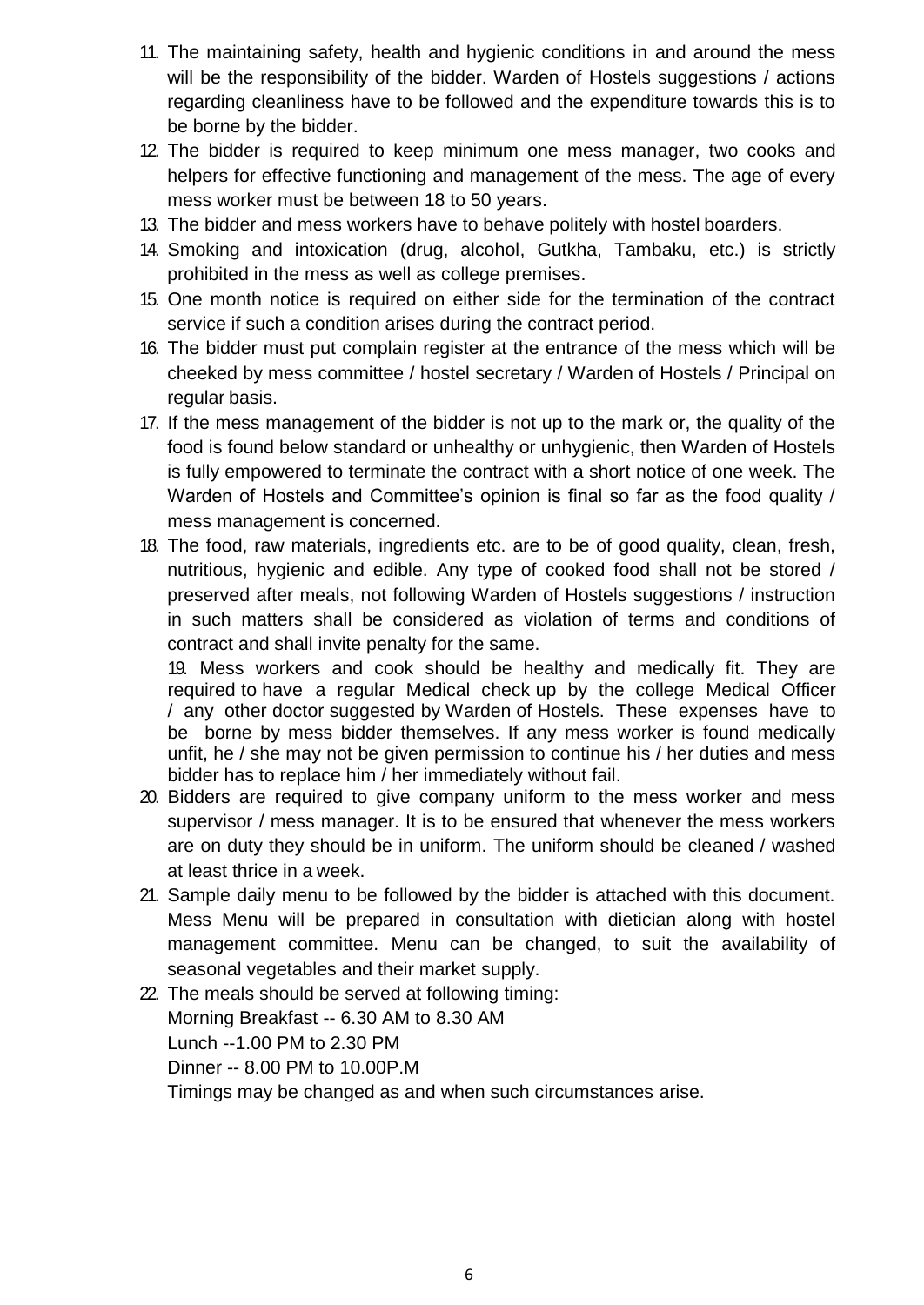11. The maintaining safety, health and hygienic conditions in and around the mess will be the responsibility of the bidder. Warden of Hostels suggestions / actions regarding cleanliness have to be followed and the expenditure towards this is to be borne by the bidder.
12. The bidder is required to keep minimum one mess manager, two cooks and helpers for effective functioning and management of the mess. The age of every mess worker must be between 18 to 50 years.
13. The bidder and mess workers have to behave politely with hostel boarders.
14. Smoking and intoxication (drug, alcohol, Gutkha, Tambaku, etc.) is strictly prohibited in the mess as well as college premises.
15. One month notice is required on either side for the termination of the contract service if such a condition arises during the contract period.
16. The bidder must put complain register at the entrance of the mess which will be cheeked by mess committee / hostel secretary / Warden of Hostels / Principal on regular basis.
17. If the mess management of the bidder is not up to the mark or, the quality of the food is found below standard or unhealthy or unhygienic, then Warden of Hostels is fully empowered to terminate the contract with a short notice of one week. The Warden of Hostels and Committee's opinion is final so far as the food quality / mess management is concerned.
18. The food, raw materials, ingredients etc. are to be of good quality, clean, fresh, nutritious, hygienic and edible. Any type of cooked food shall not be stored / preserved after meals, not following Warden of Hostels suggestions / instruction in such matters shall be considered as violation of terms and conditions of contract and shall invite penalty for the same.
19. Mess workers and cook should be healthy and medically fit. They are required to have a regular Medical check up by the college Medical Officer / any other doctor suggested by Warden of Hostels. These expenses have to be borne by mess bidder themselves. If any mess worker is found medically unfit, he / she may not be given permission to continue his / her duties and mess bidder has to replace him / her immediately without fail.
20. Bidders are required to give company uniform to the mess worker and mess supervisor / mess manager. It is to be ensured that whenever the mess workers are on duty they should be in uniform. The uniform should be cleaned / washed at least thrice in a week.
21. Sample daily menu to be followed by the bidder is attached with this document. Mess Menu will be prepared in consultation with dietician along with hostel management committee. Menu can be changed, to suit the availability of seasonal vegetables and their market supply.
22. The meals should be served at following timing:

    Morning Breakfast -- 6.30 AM to 8.30 AM

    Lunch --1.00 PM to 2.30 PM

    Dinner -- 8.00 PM to 10.00P.M

    Timings may be changed as and when such circumstances arise.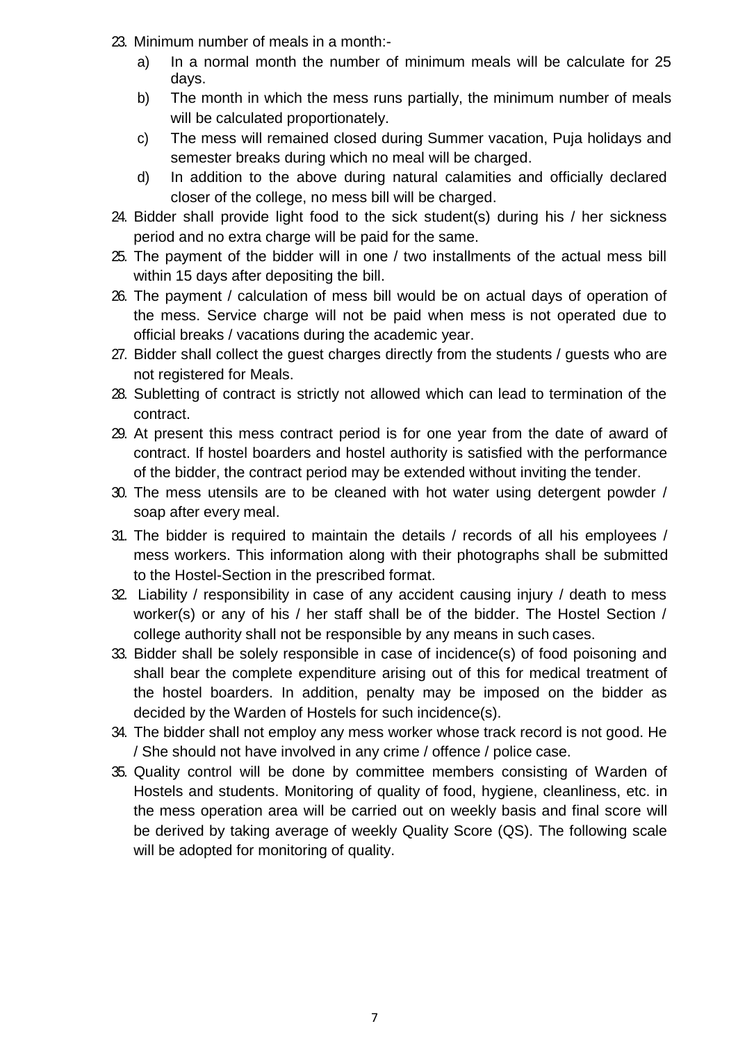23. Minimum number of meals in a month:-
    a) In a normal month the number of minimum meals will be calculate for 25 days.
    b) The month in which the mess runs partially, the minimum number of meals will be calculated proportionately.
    c) The mess will remained closed during Summer vacation, Puja holidays and semester breaks during which no meal will be charged.
    d) In addition to the above during natural calamities and officially declared closer of the college, no mess bill will be charged.
24. Bidder shall provide light food to the sick student(s) during his / her sickness period and no extra charge will be paid for the same.
25. The payment of the bidder will in one / two installments of the actual mess bill within 15 days after depositing the bill.
26. The payment / calculation of mess bill would be on actual days of operation of the mess. Service charge will not be paid when mess is not operated due to official breaks / vacations during the academic year.
27. Bidder shall collect the guest charges directly from the students / guests who are not registered for Meals.
28. Subletting of contract is strictly not allowed which can lead to termination of the contract.
29. At present this mess contract period is for one year from the date of award of contract. If hostel boarders and hostel authority is satisfied with the performance of the bidder, the contract period may be extended without inviting the tender.
30. The mess utensils are to be cleaned with hot water using detergent powder / soap after every meal.
31. The bidder is required to maintain the details / records of all his employees / mess workers. This information along with their photographs shall be submitted to the Hostel-Section in the prescribed format.
32. Liability / responsibility in case of any accident causing injury / death to mess worker(s) or any of his / her staff shall be of the bidder. The Hostel Section / college authority shall not be responsible by any means in such cases.
33. Bidder shall be solely responsible in case of incidence(s) of food poisoning and shall bear the complete expenditure arising out of this for medical treatment of the hostel boarders. In addition, penalty may be imposed on the bidder as decided by the Warden of Hostels for such incidence(s).
34. The bidder shall not employ any mess worker whose track record is not good. He / She should not have involved in any crime / offence / police case.
35. Quality control will be done by committee members consisting of Warden of Hostels and students. Monitoring of quality of food, hygiene, cleanliness, etc. in the mess operation area will be carried out on weekly basis and final score will be derived by taking average of weekly Quality Score (QS). The following scale will be adopted for monitoring of quality.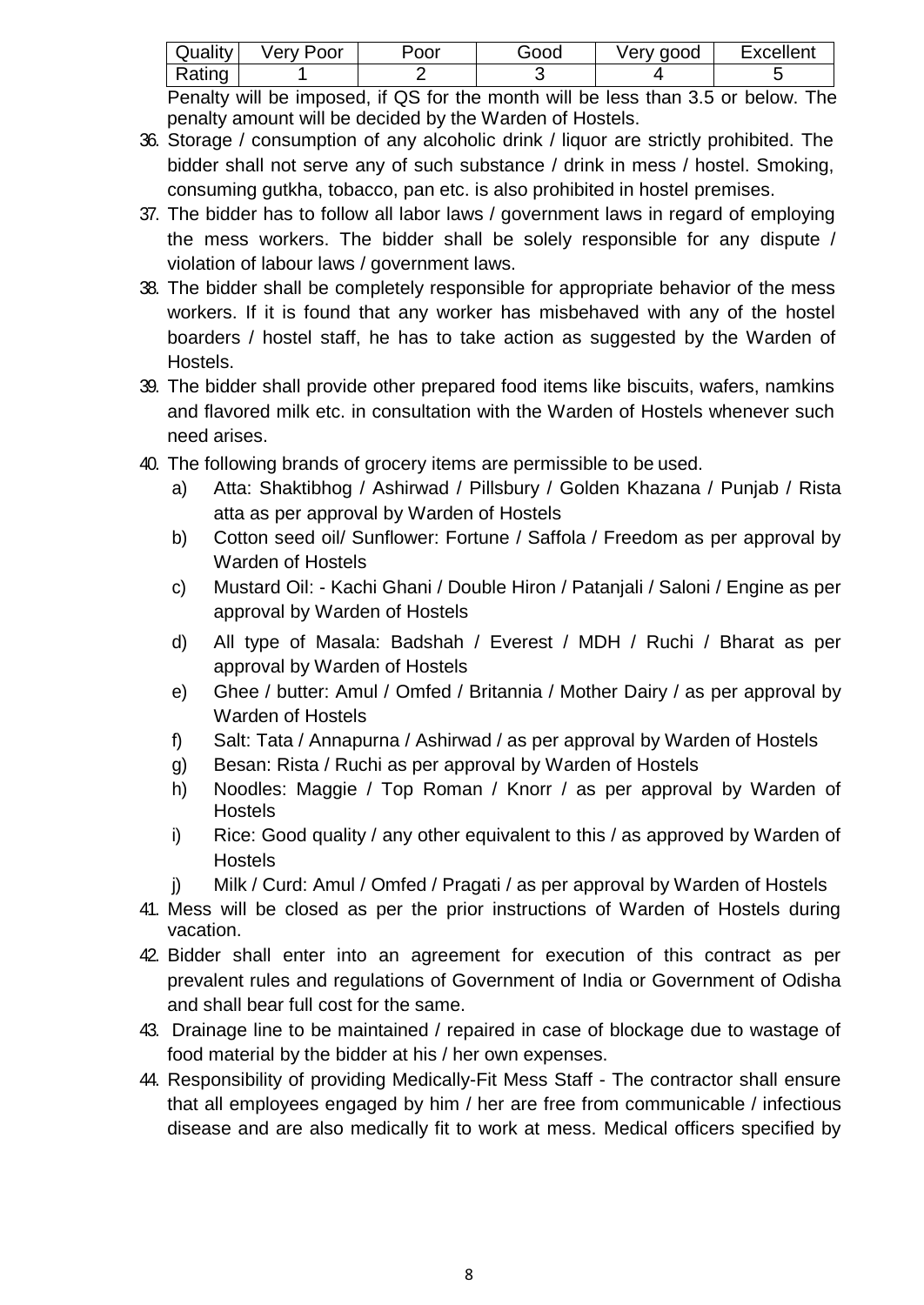| Quality | Very Poor | Poor | Good | Very good | Excellent |
|---|---|---|---|---|---|
| Rating | 1 | 2 | 3 | 4 | 5 |

Penalty will be imposed, if QS for the month will be less than 3.5 or below. The penalty amount will be decided by the Warden of Hostels.

36. Storage / consumption of any alcoholic drink / liquor are strictly prohibited. The bidder shall not serve any of such substance / drink in mess / hostel. Smoking, consuming gutkha, tobacco, pan etc. is also prohibited in hostel premises.
37. The bidder has to follow all labor laws / government laws in regard of employing the mess workers. The bidder shall be solely responsible for any dispute / violation of labour laws / government laws.
38. The bidder shall be completely responsible for appropriate behavior of the mess workers. If it is found that any worker has misbehaved with any of the hostel boarders / hostel staff, he has to take action as suggested by the Warden of Hostels.
39. The bidder shall provide other prepared food items like biscuits, wafers, namkins and flavored milk etc. in consultation with the Warden of Hostels whenever such need arises.
40. The following brands of grocery items are permissible to be used.
    a) Atta: Shaktibhog / Ashirwad / Pillsbury / Golden Khazana / Punjab / Rista atta as per approval by Warden of Hostels
    b) Cotton seed oil/ Sunflower: Fortune / Saffola / Freedom as per approval by Warden of Hostels
    c) Mustard Oil: - Kachi Ghani / Double Hiron / Patanjali / Saloni / Engine as per approval by Warden of Hostels
    d) All type of Masala: Badshah / Everest / MDH / Ruchi / Bharat as per approval by Warden of Hostels
    e) Ghee / butter: Amul / Omfed / Britannia / Mother Dairy / as per approval by Warden of Hostels
    f) Salt: Tata / Annapurna / Ashirwad / as per approval by Warden of Hostels
    g) Besan: Rista / Ruchi as per approval by Warden of Hostels
    h) Noodles: Maggie / Top Roman / Knorr / as per approval by Warden of Hostels
    i) Rice: Good quality / any other equivalent to this / as approved by Warden of Hostels
    j) Milk / Curd: Amul / Omfed / Pragati / as per approval by Warden of Hostels
41. Mess will be closed as per the prior instructions of Warden of Hostels during vacation.
42. Bidder shall enter into an agreement for execution of this contract as per prevalent rules and regulations of Government of India or Government of Odisha and shall bear full cost for the same.
43. Drainage line to be maintained / repaired in case of blockage due to wastage of food material by the bidder at his / her own expenses.
44. Responsibility of providing Medically-Fit Mess Staff - The contractor shall ensure that all employees engaged by him / her are free from communicable / infectious disease and are also medically fit to work at mess. Medical officers specified by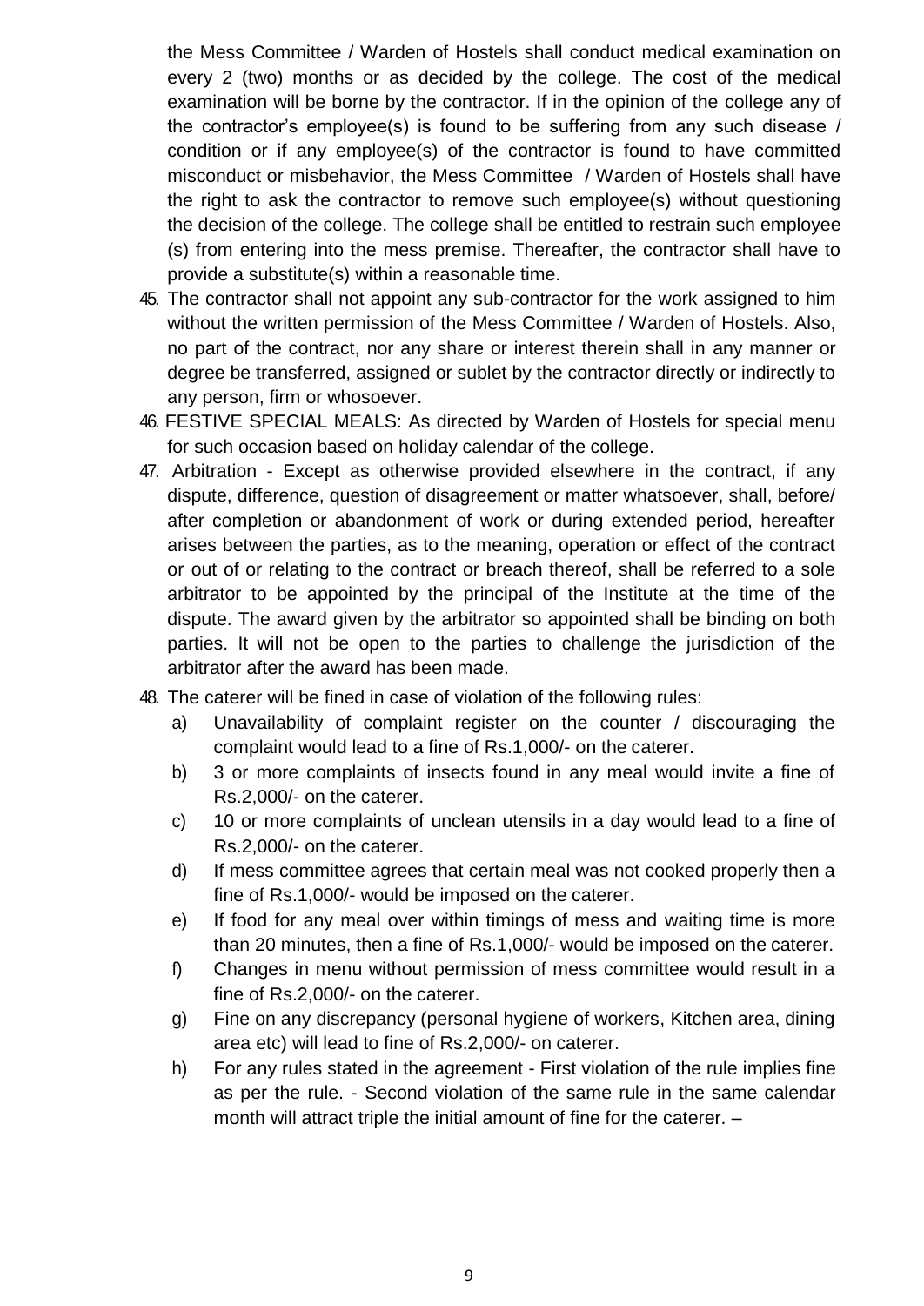the Mess Committee / Warden of Hostels shall conduct medical examination on every 2 (two) months or as decided by the college. The cost of the medical examination will be borne by the contractor. If in the opinion of the college any of the contractor's employee(s) is found to be suffering from any such disease / condition or if any employee(s) of the contractor is found to have committed misconduct or misbehavior, the Mess Committee / Warden of Hostels shall have the right to ask the contractor to remove such employee(s) without questioning the decision of the college. The college shall be entitled to restrain such employee (s) from entering into the mess premise. Thereafter, the contractor shall have to provide a substitute(s) within a reasonable time.

45. The contractor shall not appoint any sub-contractor for the work assigned to him without the written permission of the Mess Committee / Warden of Hostels. Also, no part of the contract, nor any share or interest therein shall in any manner or degree be transferred, assigned or sublet by the contractor directly or indirectly to any person, firm or whosoever.
46. FESTIVE SPECIAL MEALS: As directed by Warden of Hostels for special menu for such occasion based on holiday calendar of the college.
47. Arbitration - Except as otherwise provided elsewhere in the contract, if any dispute, difference, question of disagreement or matter whatsoever, shall, before/ after completion or abandonment of work or during extended period, hereafter arises between the parties, as to the meaning, operation or effect of the contract or out of or relating to the contract or breach thereof, shall be referred to a sole arbitrator to be appointed by the principal of the Institute at the time of the dispute. The award given by the arbitrator so appointed shall be binding on both parties. It will not be open to the parties to challenge the jurisdiction of the arbitrator after the award has been made.
48. The caterer will be fined in case of violation of the following rules:
    a) Unavailability of complaint register on the counter / discouraging the complaint would lead to a fine of Rs.1,000/- on the caterer.
    b) 3 or more complaints of insects found in any meal would invite a fine of Rs.2,000/- on the caterer.
    c) 10 or more complaints of unclean utensils in a day would lead to a fine of Rs.2,000/- on the caterer.
    d) If mess committee agrees that certain meal was not cooked properly then a fine of Rs.1,000/- would be imposed on the caterer.
    e) If food for any meal over within timings of mess and waiting time is more than 20 minutes, then a fine of Rs.1,000/- would be imposed on the caterer.
    f) Changes in menu without permission of mess committee would result in a fine of Rs.2,000/- on the caterer.
    g) Fine on any discrepancy (personal hygiene of workers, Kitchen area, dining area etc) will lead to fine of Rs.2,000/- on caterer.
    h) For any rules stated in the agreement - First violation of the rule implies fine as per the rule. - Second violation of the same rule in the same calendar month will attract triple the initial amount of fine for the caterer. –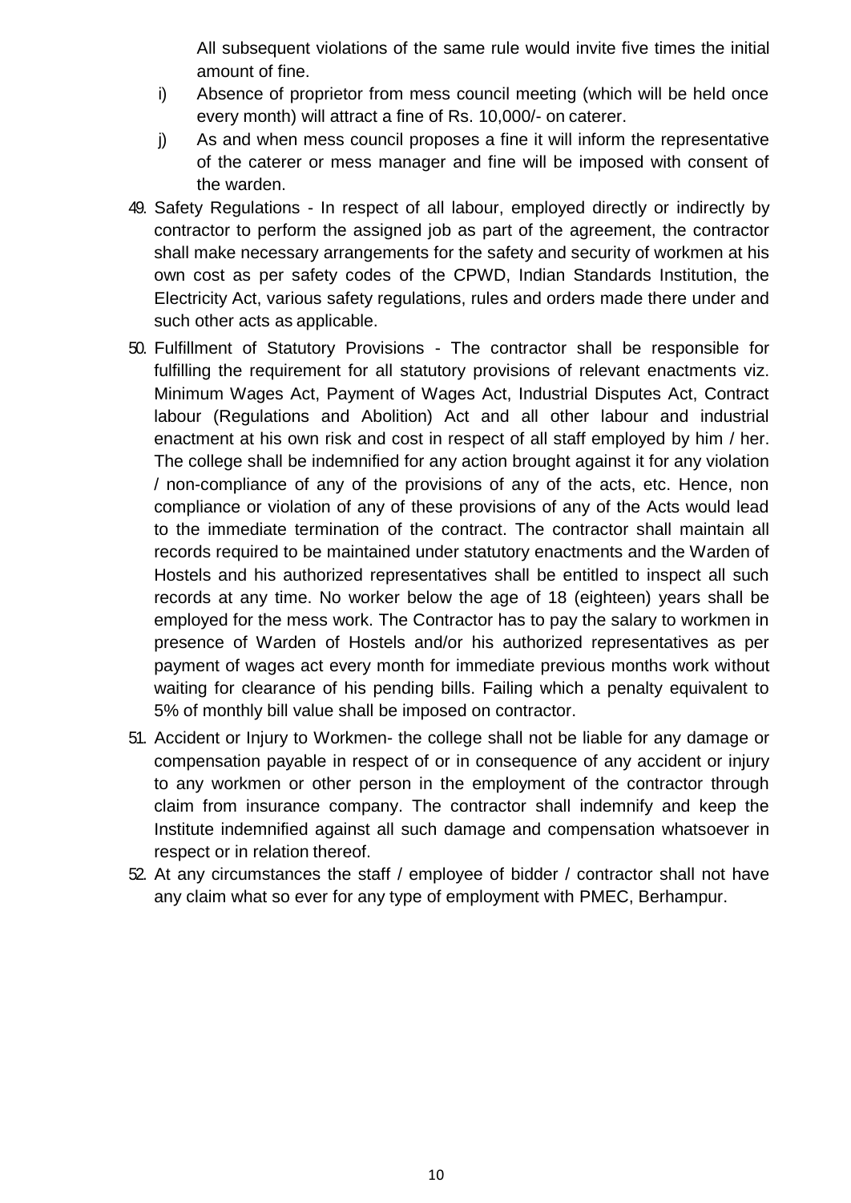All subsequent violations of the same rule would invite five times the initial amount of fine.

i) Absence of proprietor from mess council meeting (which will be held once every month) will attract a fine of Rs. 10,000/- on caterer.

j) As and when mess council proposes a fine it will inform the representative of the caterer or mess manager and fine will be imposed with consent of the warden.

49. Safety Regulations - In respect of all labour, employed directly or indirectly by contractor to perform the assigned job as part of the agreement, the contractor shall make necessary arrangements for the safety and security of workmen at his own cost as per safety codes of the CPWD, Indian Standards Institution, the Electricity Act, various safety regulations, rules and orders made there under and such other acts as applicable.

50. Fulfillment of Statutory Provisions - The contractor shall be responsible for fulfilling the requirement for all statutory provisions of relevant enactments viz. Minimum Wages Act, Payment of Wages Act, Industrial Disputes Act, Contract labour (Regulations and Abolition) Act and all other labour and industrial enactment at his own risk and cost in respect of all staff employed by him / her. The college shall be indemnified for any action brought against it for any violation / non-compliance of any of the provisions of any of the acts, etc. Hence, non compliance or violation of any of these provisions of any of the Acts would lead to the immediate termination of the contract. The contractor shall maintain all records required to be maintained under statutory enactments and the Warden of Hostels and his authorized representatives shall be entitled to inspect all such records at any time. No worker below the age of 18 (eighteen) years shall be employed for the mess work. The Contractor has to pay the salary to workmen in presence of Warden of Hostels and/or his authorized representatives as per payment of wages act every month for immediate previous months work without waiting for clearance of his pending bills. Failing which a penalty equivalent to 5% of monthly bill value shall be imposed on contractor.

51. Accident or Injury to Workmen- the college shall not be liable for any damage or compensation payable in respect of or in consequence of any accident or injury to any workmen or other person in the employment of the contractor through claim from insurance company. The contractor shall indemnify and keep the Institute indemnified against all such damage and compensation whatsoever in respect or in relation thereof.

52. At any circumstances the staff / employee of bidder / contractor shall not have any claim what so ever for any type of employment with PMEC, Berhampur.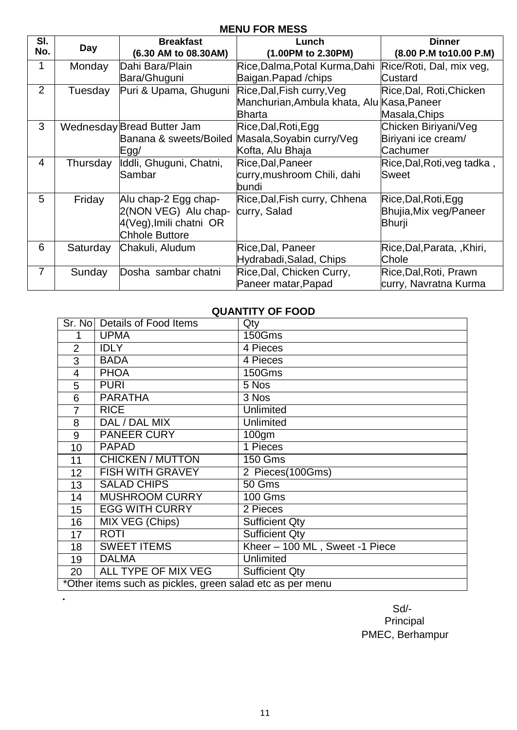## MENU FOR MESS

| Sl. No. | Day | Breakfast (6.30 AM to 08.30AM) | Lunch (1.00PM to 2.30PM) | Dinner (8.00 P.M to10.00 P.M) |
|---|---|---|---|---|
| 1 | Monday | Dahi Bara/Plain Bara/Ghuguni | Rice,Dalma,Potal Kurma,Dahi Baigan.Papad /chips | Rice/Roti, Dal, mix veg, Custard |
| 2 | Tuesday | Puri & Upama, Ghuguni | Rice,Dal,Fish curry,Veg Manchurian,Ambula khata, Alu Bharta | Rice,Dal, Roti,Chicken Kasa,Paneer Masala,Chips |
| 3 | Wednesday | Bread Butter Jam Banana & sweets/Boiled Egg/ | Rice,Dal,Roti,Egg Masala,Soyabin curry/Veg Kofta, Alu Bhaja | Chicken Biriyani/Veg Biriyani ice cream/ Cachumer |
| 4 | Thursday | Iddli, Ghuguni, Chatni, Sambar | Rice,Dal,Paneer curry,mushroom Chili, dahi bundi | Rice,Dal,Roti,veg tadka , Sweet |
| 5 | Friday | Alu chap-2 Egg chap-2(NON VEG) Alu chap-4(Veg),Imili chatni OR Chhole Buttore | Rice,Dal,Fish curry, Chhena curry, Salad | Rice,Dal,Roti,Egg Bhujia,Mix veg/Paneer Bhurji |
| 6 | Saturday | Chakuli, Aludum | Rice,Dal, Paneer Hydrabadi,Salad, Chips | Rice,Dal,Parata, ,Khiri, Chole |
| 7 | Sunday | Dosha sambar chatni | Rice,Dal, Chicken Curry, Paneer matar,Papad | Rice,Dal,Roti, Prawn curry, Navratna Kurma |

## QUANTITY OF FOOD

| Sr. No | Details of Food Items | Qty |
|---|---|---|
| 1 | UPMA | 150Gms |
| 2 | IDLY | 4 Pieces |
| 3 | BADA | 4 Pieces |
| 4 | PHOA | 150Gms |
| 5 | PURI | 5 Nos |
| 6 | PARATHA | 3 Nos |
| 7 | RICE | Unlimited |
| 8 | DAL / DAL MIX | Unlimited |
| 9 | PANEER CURY | 100gm |
| 10 | PAPAD | 1 Pieces |
| 11 | CHICKEN / MUTTON | 150 Gms |
| 12 | FISH WITH GRAVEY | 2 Pieces(100Gms) |
| 13 | SALAD CHIPS | 50 Gms |
| 14 | MUSHROOM CURRY | 100 Gms |
| 15 | EGG WITH CURRY | 2 Pieces |
| 16 | MIX VEG (Chips) | Sufficient Qty |
| 17 | ROTI | Sufficient Qty |
| 18 | SWEET ITEMS | Kheer – 100 ML , Sweet -1 Piece |
| 19 | DALMA | Unlimited |
| 20 | ALL TYPE OF MIX VEG | Sufficient Qty |
| *Other items such as pickles, green salad etc as per menu | | |

.

Sd/-
Principal
PMEC, Berhampur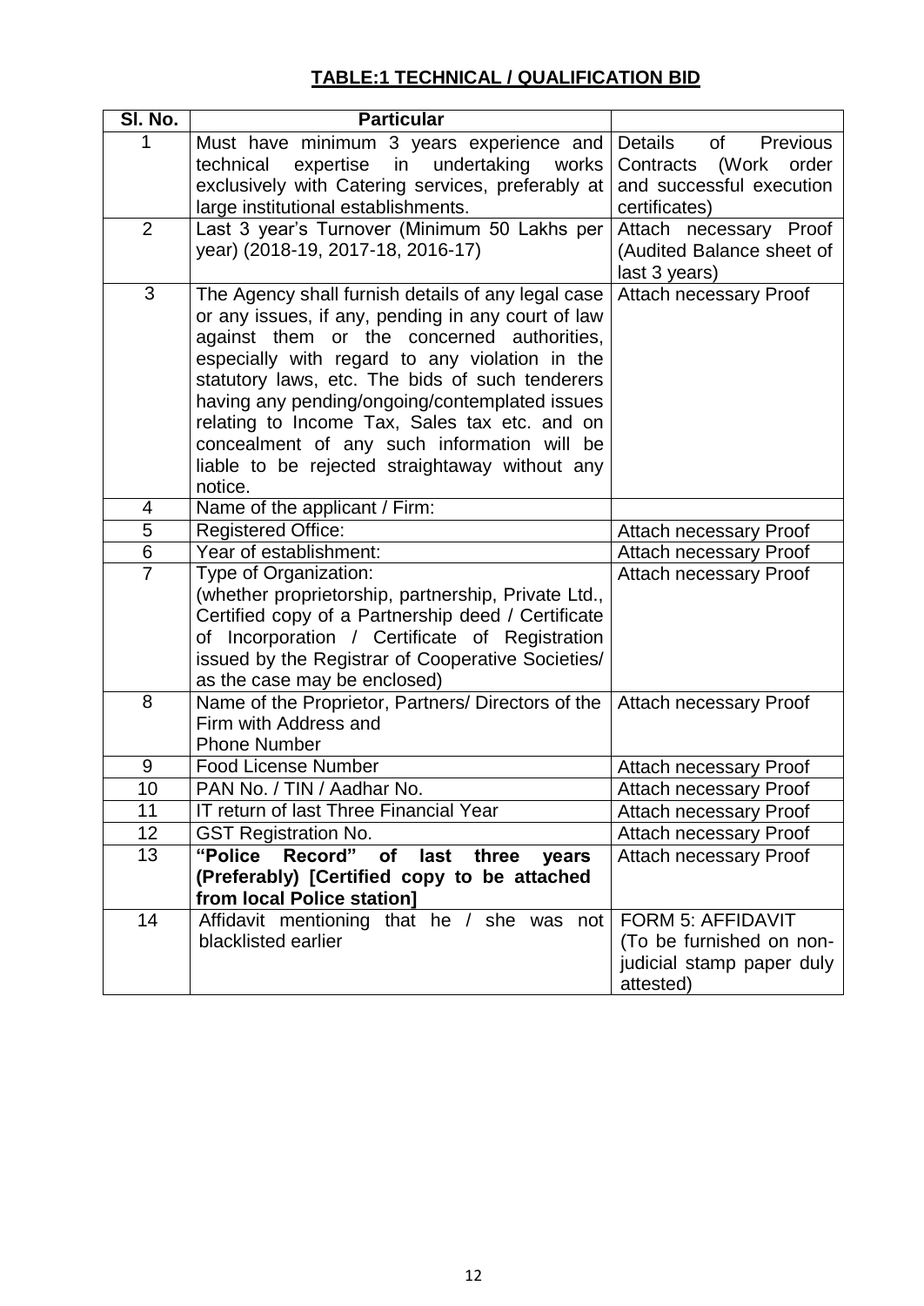**TABLE:1 TECHNICAL / QUALIFICATION BID**

| Sl. No. | Particular | |
|---|---|---|
| 1 | Must have minimum 3 years experience and technical expertise in undertaking works exclusively with Catering services, preferably at large institutional establishments. | Details of Previous Contracts (Work order and successful execution certificates) |
| 2 | Last 3 year's Turnover (Minimum 50 Lakhs per year) (2018-19, 2017-18, 2016-17) | Attach necessary Proof (Audited Balance sheet of last 3 years) |
| 3 | The Agency shall furnish details of any legal case or any issues, if any, pending in any court of law against them or the concerned authorities, especially with regard to any violation in the statutory laws, etc. The bids of such tenderers having any pending/ongoing/contemplated issues relating to Income Tax, Sales tax etc. and on concealment of any such information will be liable to be rejected straightaway without any notice. | Attach necessary Proof |
| 4 | Name of the applicant / Firm: | |
| 5 | Registered Office: | Attach necessary Proof |
| 6 | Year of establishment: | Attach necessary Proof |
| 7 | Type of Organization: (whether proprietorship, partnership, Private Ltd., Certified copy of a Partnership deed / Certificate of Incorporation / Certificate of Registration issued by the Registrar of Cooperative Societies/ as the case may be enclosed) | Attach necessary Proof |
| 8 | Name of the Proprietor, Partners/ Directors of the Firm with Address and Phone Number | Attach necessary Proof |
| 9 | Food License Number | Attach necessary Proof |
| 10 | PAN No. / TIN / Aadhar No. | Attach necessary Proof |
| 11 | IT return of last Three Financial Year | Attach necessary Proof |
| 12 | GST Registration No. | Attach necessary Proof |
| 13 | **"Police Record" of last three years (Preferably) [Certified copy to be attached from local Police station]** | Attach necessary Proof |
| 14 | Affidavit mentioning that he / she was not blacklisted earlier | FORM 5: AFFIDAVIT (To be furnished on non-judicial stamp paper duly attested) |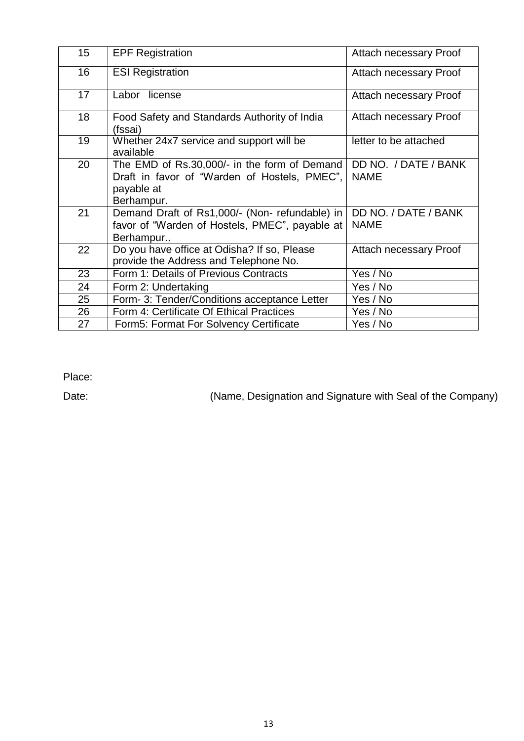| 15 | EPF Registration | Attach necessary Proof |
|---|---|---|
| 16 | ESI Registration | Attach necessary Proof |
| 17 | Labor license | Attach necessary Proof |
| 18 | Food Safety and Standards Authority of India (fssai) | Attach necessary Proof |
| 19 | Whether 24x7 service and support will be available | letter to be attached |
| 20 | The EMD of Rs.30,000/- in the form of Demand Draft in favor of "Warden of Hostels, PMEC", payable at Berhampur. | DD NO. / DATE / BANK NAME |
| 21 | Demand Draft of Rs1,000/- (Non- refundable) in favor of "Warden of Hostels, PMEC", payable at Berhampur.. | DD NO. / DATE / BANK NAME |
| 22 | Do you have office at Odisha? If so, Please provide the Address and Telephone No. | Attach necessary Proof |
| 23 | Form 1: Details of Previous Contracts | Yes / No |
| 24 | Form 2: Undertaking | Yes / No |
| 25 | Form- 3: Tender/Conditions acceptance Letter | Yes / No |
| 26 | Form 4: Certificate Of Ethical Practices | Yes / No |
| 27 | Form5: Format For Solvency Certificate | Yes / No |

Place:

Date: (Name, Designation and Signature with Seal of the Company)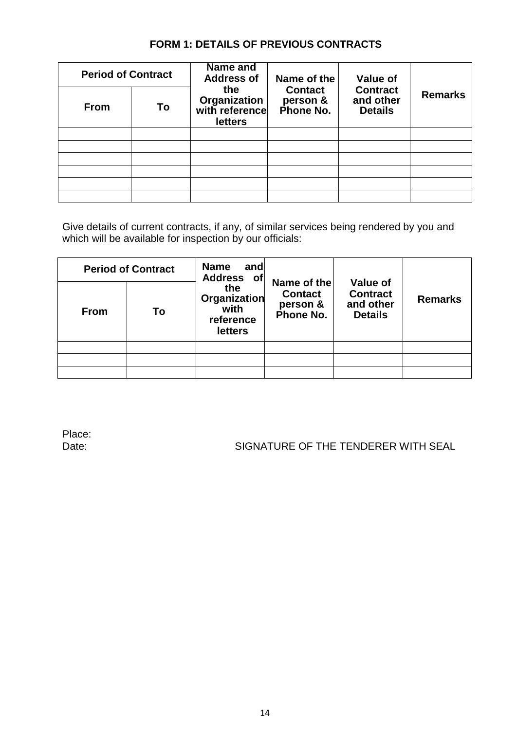## FORM 1: DETAILS OF PREVIOUS CONTRACTS

| Period of Contract | | Name and Address of the Organization with reference letters | Name of the Contact person & Phone No. | Value of Contract and other Details | Remarks |
|---|---|---|---|---|---|
| From | To | | | | |
| | | | | | |
| | | | | | |
| | | | | | |
| | | | | | |
| | | | | | |
| | | | | | |

Give details of current contracts, if any, of similar services being rendered by you and which will be available for inspection by our officials:

| Period of Contract | | Name and Address of the Organization with reference letters | Name of the Contact person & Phone No. | Value of Contract and other Details | Remarks |
|---|---|---|---|---|---|
| From | To | | | | |
| | | | | | |
| | | | | | |
| | | | | | |

Place:

Date: SIGNATURE OF THE TENDERER WITH SEAL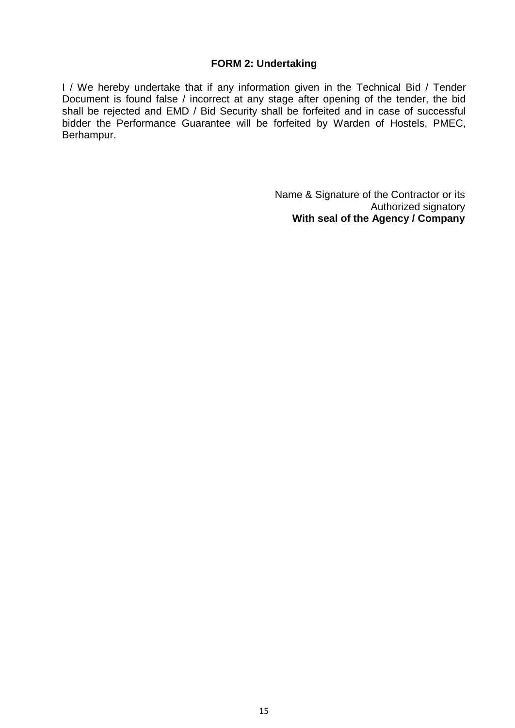## FORM 2: Undertaking

I / We hereby undertake that if any information given in the Technical Bid / Tender Document is found false / incorrect at any stage after opening of the tender, the bid shall be rejected and EMD / Bid Security shall be forfeited and in case of successful bidder the Performance Guarantee will be forfeited by Warden of Hostels, PMEC, Berhampur.

Name & Signature of the Contractor or its Authorized signatory
**With seal of the Agency / Company**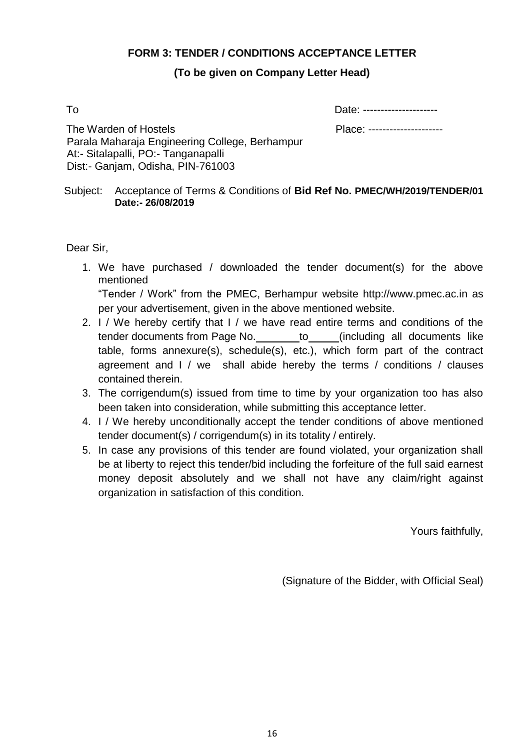**FORM 3: TENDER / CONDITIONS ACCEPTANCE LETTER**

**(To be given on Company Letter Head)**

To                                                                                    Date: ---------------------

The Warden of Hostels                                                        Place: ---------------------
Parala Maharaja Engineering College, Berhampur
At:- Sitalapalli, PO:- Tanganapalli
Dist:- Ganjam, Odisha, PIN-761003

Subject: Acceptance of Terms & Conditions of **Bid Ref No. PMEC/WH/2019/TENDER/01 Date:- 26/08/2019**

Dear Sir,

1. We have purchased / downloaded the tender document(s) for the above mentioned
   "Tender / Work" from the PMEC, Berhampur website http://www.pmec.ac.in as per your advertisement, given in the above mentioned website.
2. I / We hereby certify that I / we have read entire terms and conditions of the tender documents from Page No.________to_____(including all documents like table, forms annexure(s), schedule(s), etc.), which form part of the contract agreement and I / we shall abide hereby the terms / conditions / clauses contained therein.
3. The corrigendum(s) issued from time to time by your organization too has also been taken into consideration, while submitting this acceptance letter.
4. I / We hereby unconditionally accept the tender conditions of above mentioned tender document(s) / corrigendum(s) in its totality / entirely.
5. In case any provisions of this tender are found violated, your organization shall be at liberty to reject this tender/bid including the forfeiture of the full said earnest money deposit absolutely and we shall not have any claim/right against organization in satisfaction of this condition.

Yours faithfully,

(Signature of the Bidder, with Official Seal)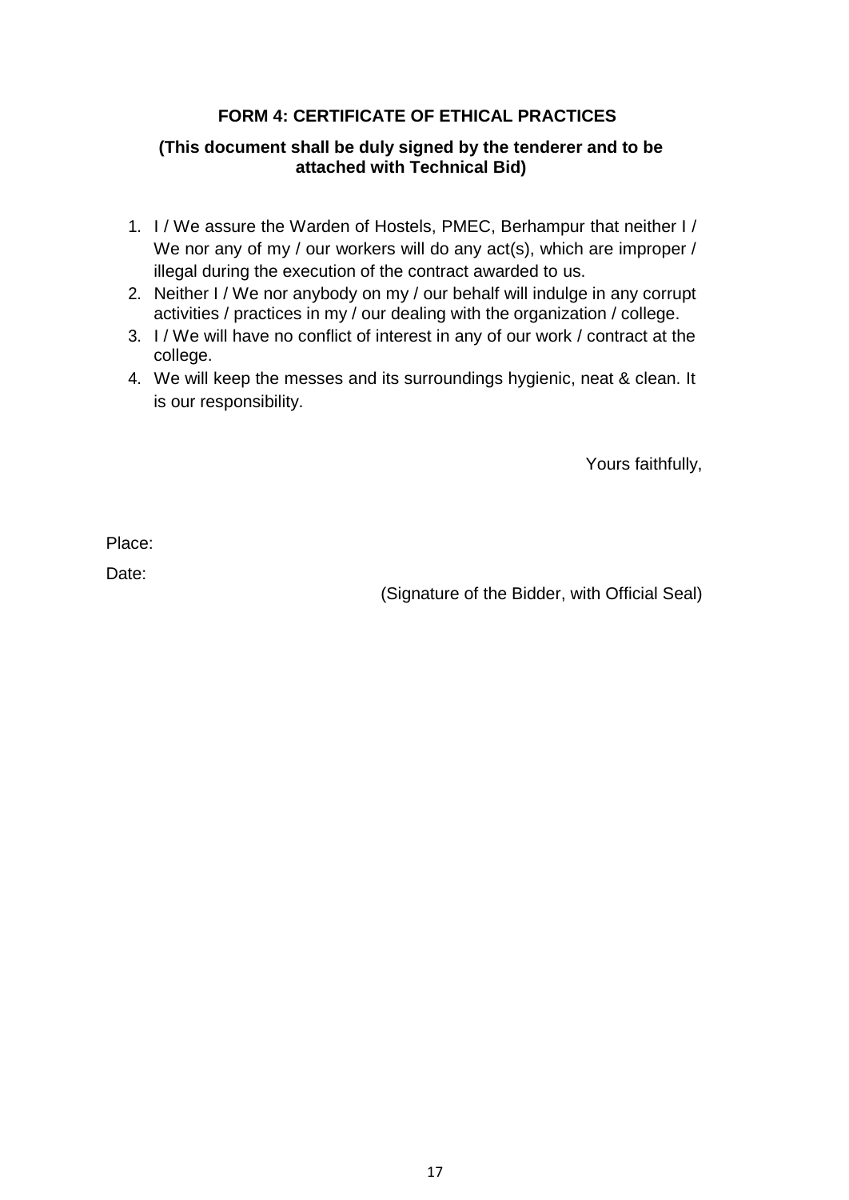## FORM 4: CERTIFICATE OF ETHICAL PRACTICES

**(This document shall be duly signed by the tenderer and to be attached with Technical Bid)**

1. I / We assure the Warden of Hostels, PMEC, Berhampur that neither I / We nor any of my / our workers will do any act(s), which are improper / illegal during the execution of the contract awarded to us.
2. Neither I / We nor anybody on my / our behalf will indulge in any corrupt activities / practices in my / our dealing with the organization / college.
3. I / We will have no conflict of interest in any of our work / contract at the college.
4. We will keep the messes and its surroundings hygienic, neat & clean. It is our responsibility.

Yours faithfully,

Place:

Date:

(Signature of the Bidder, with Official Seal)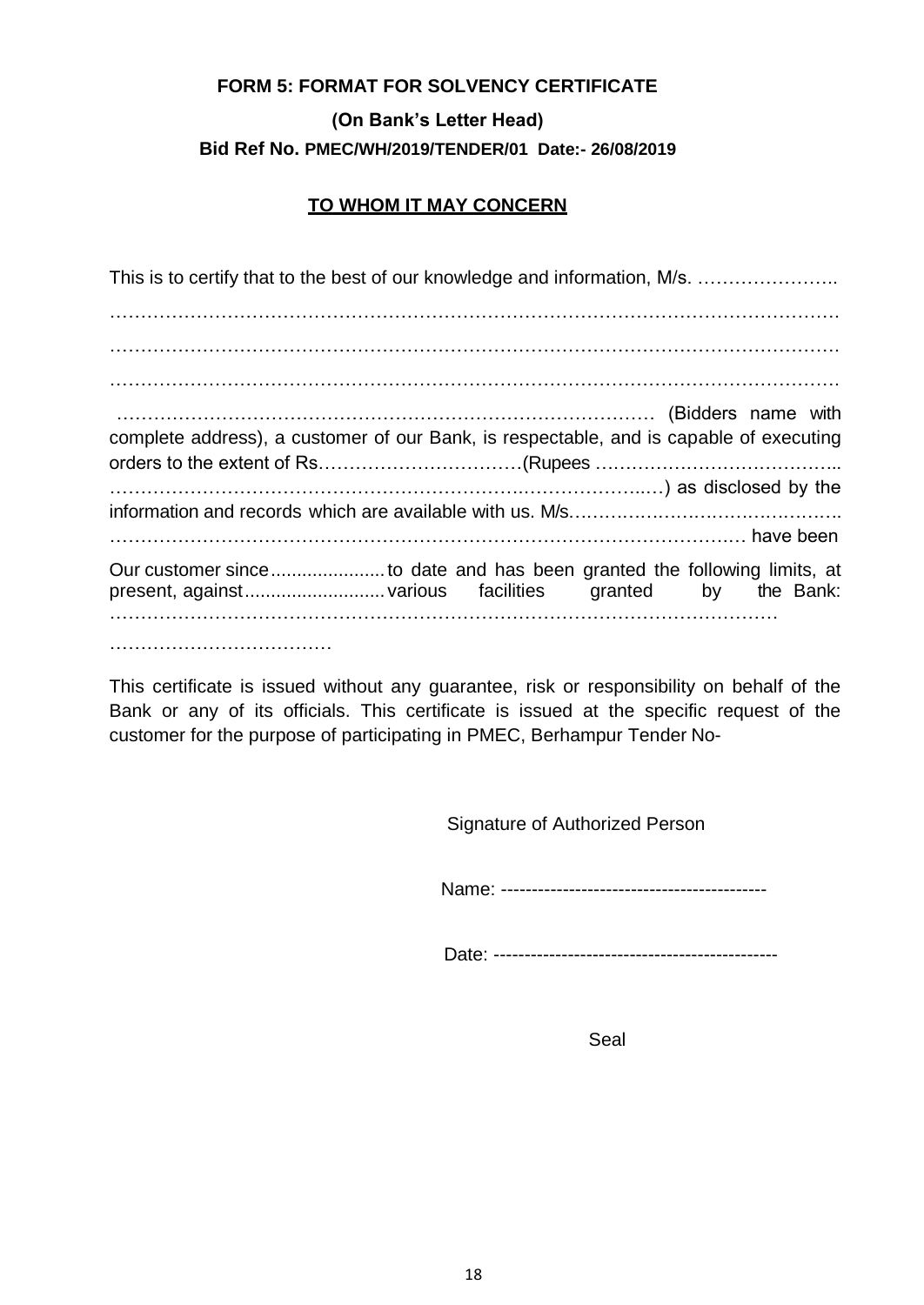**FORM 5: FORMAT FOR SOLVENCY CERTIFICATE**

**(On Bank's Letter Head)**

**Bid Ref No. PMEC/WH/2019/TENDER/01 Date:- 26/08/2019**

**<u>TO WHOM IT MAY CONCERN</u>**

This is to certify that to the best of our knowledge and information, M/s. …………………..
…………………………………………………………………………………………………….
…………………………………………………………………………………………………….
…………………………………………………………………………………………………….
…………………………………………………………………………… (Bidders name with complete address), a customer of our Bank, is respectable, and is capable of executing orders to the extent of Rs……………………………(Rupees …………………………………..
…………………………………………………………………………..…) as disclosed by the information and records which are available with us. M/s……………………………………..
……………………………………………………………………………………….… have been Our customer since...................... to date and has been granted the following limits, at present, against........................... various facilities granted by the Bank: ……………………………………………………………………………………………
………………………………

This certificate is issued without any guarantee, risk or responsibility on behalf of the Bank or any of its officials. This certificate is issued at the specific request of the customer for the purpose of participating in PMEC, Berhampur Tender No-

Signature of Authorized Person

Name: ------------------------------------------

Date: ---------------------------------------------

Seal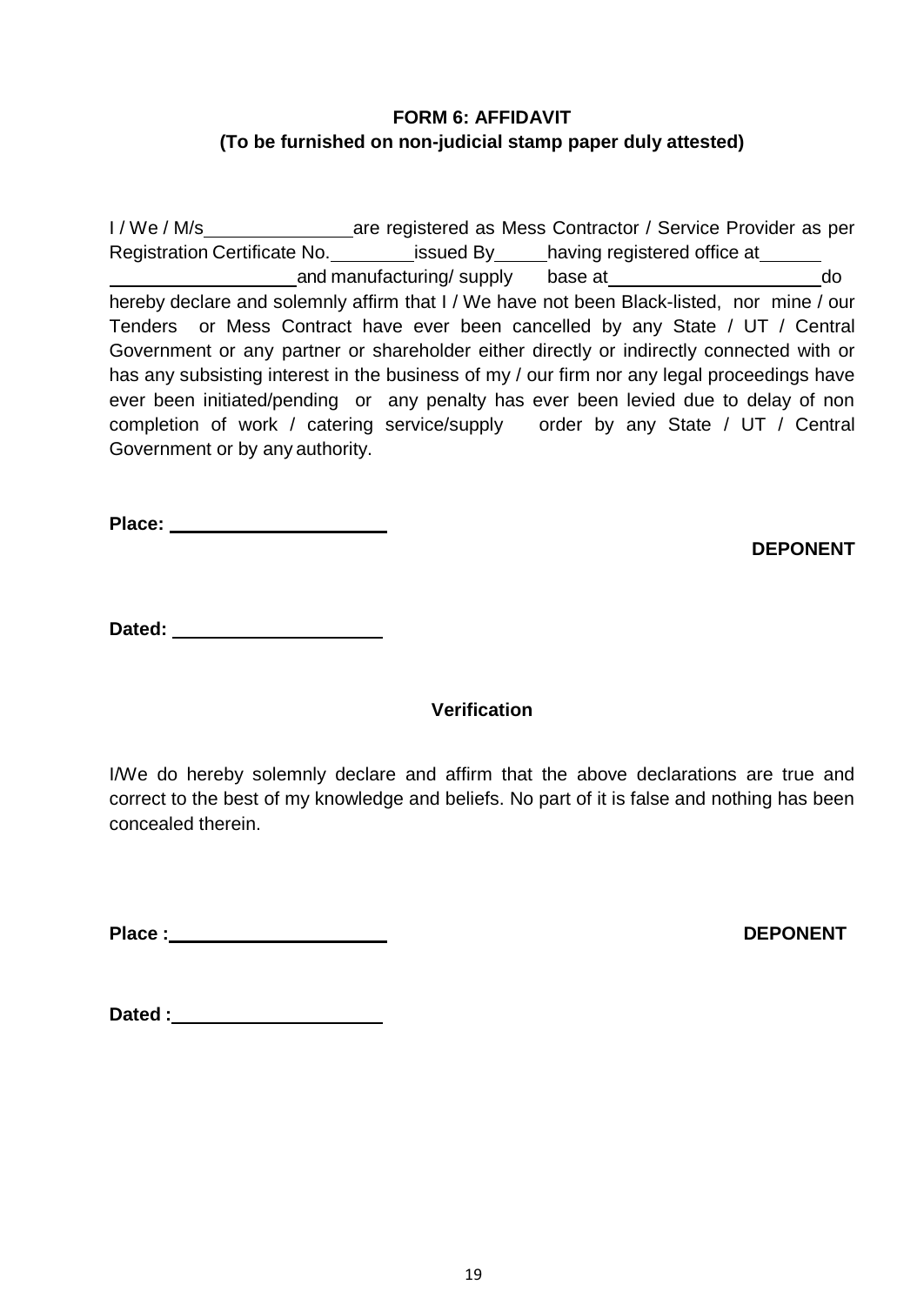**FORM 6: AFFIDAVIT**
**(To be furnished on non-judicial stamp paper duly attested)**

I / We / M/s\_\_\_\_\_\_\_\_\_\_\_\_\_\_ are registered as Mess Contractor / Service Provider as per Registration Certificate No.\_\_\_\_\_\_\_\_ issued By\_\_\_\_\_ having registered office at\_\_\_\_\_\_ \_\_\_\_\_\_\_\_\_\_\_\_\_\_\_\_\_\_ and manufacturing/ supply base at\_\_\_\_\_\_\_\_\_\_\_\_\_\_\_\_\_\_\_\_\_ do hereby declare and solemnly affirm that I / We have not been Black-listed, nor mine / our Tenders or Mess Contract have ever been cancelled by any State / UT / Central Government or any partner or shareholder either directly or indirectly connected with or has any subsisting interest in the business of my / our firm nor any legal proceedings have ever been initiated/pending or any penalty has ever been levied due to delay of non completion of work / catering service/supply order by any State / UT / Central Government or by any authority.

**Place:** \_\_\_\_\_\_\_\_\_\_\_\_\_\_\_\_\_\_\_\_\_

**DEPONENT**

**Dated:** \_\_\_\_\_\_\_\_\_\_\_\_\_\_\_\_\_\_\_\_\_

**Verification**

I/We do hereby solemnly declare and affirm that the above declarations are true and correct to the best of my knowledge and beliefs. No part of it is false and nothing has been concealed therein.

**Place :** \_\_\_\_\_\_\_\_\_\_\_\_\_\_\_\_\_\_\_\_\_

**DEPONENT**

**Dated :** \_\_\_\_\_\_\_\_\_\_\_\_\_\_\_\_\_\_\_\_\_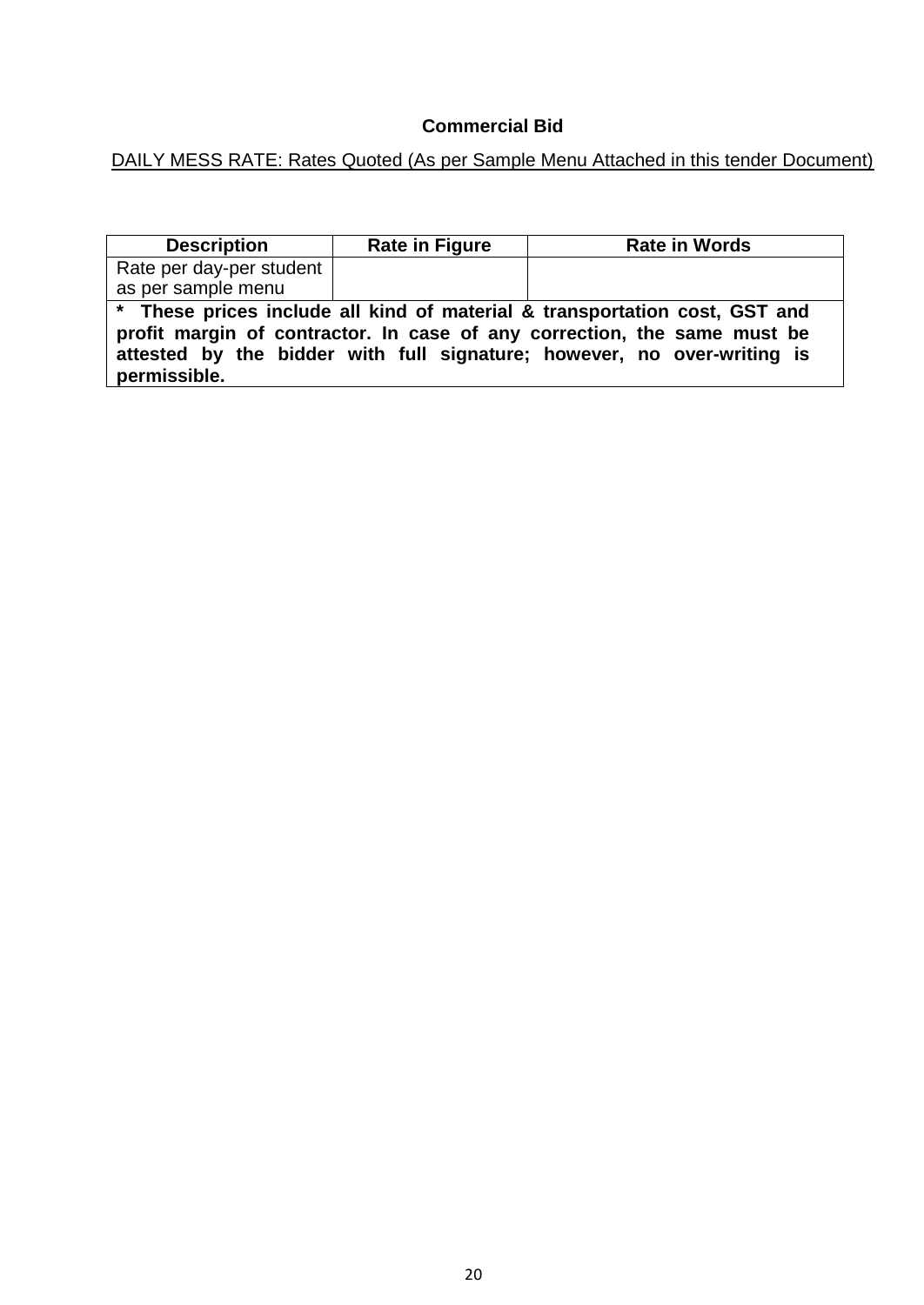**Commercial Bid**

DAILY MESS RATE: Rates Quoted (As per Sample Menu Attached in this tender Document)

| Description | Rate in Figure | Rate in Words |
|---|---|---|
| Rate per day-per student as per sample menu | | |
| **\* These prices include all kind of material & transportation cost, GST and profit margin of contractor. In case of any correction, the same must be attested by the bidder with full signature; however, no over-writing is permissible.** | | |